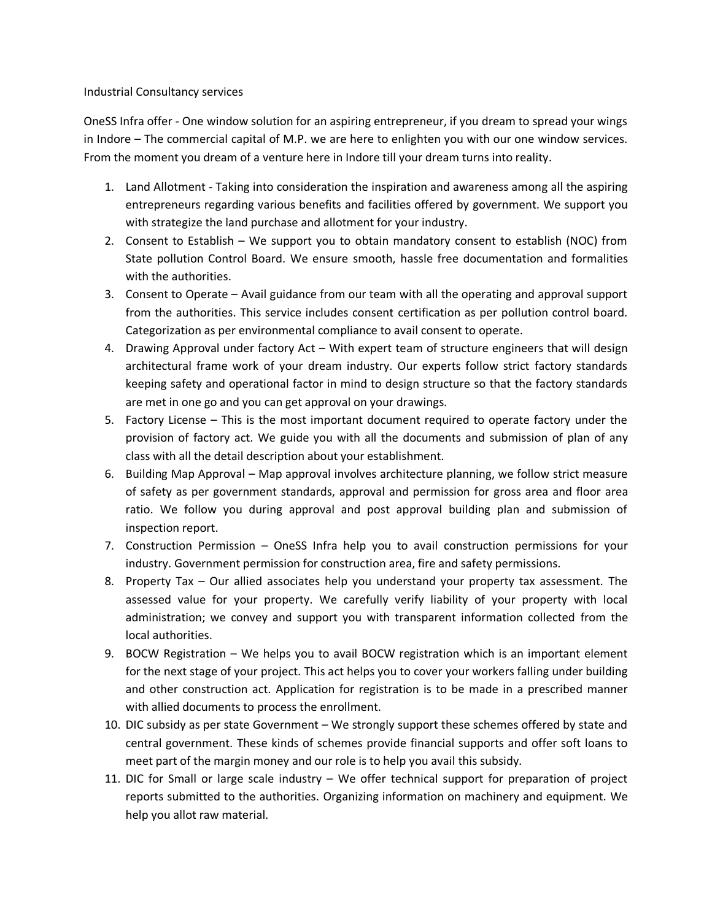Industrial Consultancy services

OneSS Infra offer - One window solution for an aspiring entrepreneur, if you dream to spread your wings in Indore – The commercial capital of M.P. we are here to enlighten you with our one window services. From the moment you dream of a venture here in Indore till your dream turns into reality.

1. Land Allotment - Taking into consideration the inspiration and awareness among all the aspiring entrepreneurs regarding various benefits and facilities offered by government. We support you with strategize the land purchase and allotment for your industry.
2. Consent to Establish – We support you to obtain mandatory consent to establish (NOC) from State pollution Control Board. We ensure smooth, hassle free documentation and formalities with the authorities.
3. Consent to Operate – Avail guidance from our team with all the operating and approval support from the authorities. This service includes consent certification as per pollution control board. Categorization as per environmental compliance to avail consent to operate.
4. Drawing Approval under factory Act – With expert team of structure engineers that will design architectural frame work of your dream industry. Our experts follow strict factory standards keeping safety and operational factor in mind to design structure so that the factory standards are met in one go and you can get approval on your drawings.
5. Factory License – This is the most important document required to operate factory under the provision of factory act. We guide you with all the documents and submission of plan of any class with all the detail description about your establishment.
6. Building Map Approval – Map approval involves architecture planning, we follow strict measure of safety as per government standards, approval and permission for gross area and floor area ratio. We follow you during approval and post approval building plan and submission of inspection report.
7. Construction Permission – OneSS Infra help you to avail construction permissions for your industry. Government permission for construction area, fire and safety permissions.
8. Property Tax – Our allied associates help you understand your property tax assessment. The assessed value for your property. We carefully verify liability of your property with local administration; we convey and support you with transparent information collected from the local authorities.
9. BOCW Registration – We helps you to avail BOCW registration which is an important element for the next stage of your project. This act helps you to cover your workers falling under building and other construction act. Application for registration is to be made in a prescribed manner with allied documents to process the enrollment.
10. DIC subsidy as per state Government – We strongly support these schemes offered by state and central government. These kinds of schemes provide financial supports and offer soft loans to meet part of the margin money and our role is to help you avail this subsidy.
11. DIC for Small or large scale industry – We offer technical support for preparation of project reports submitted to the authorities. Organizing information on machinery and equipment. We help you allot raw material.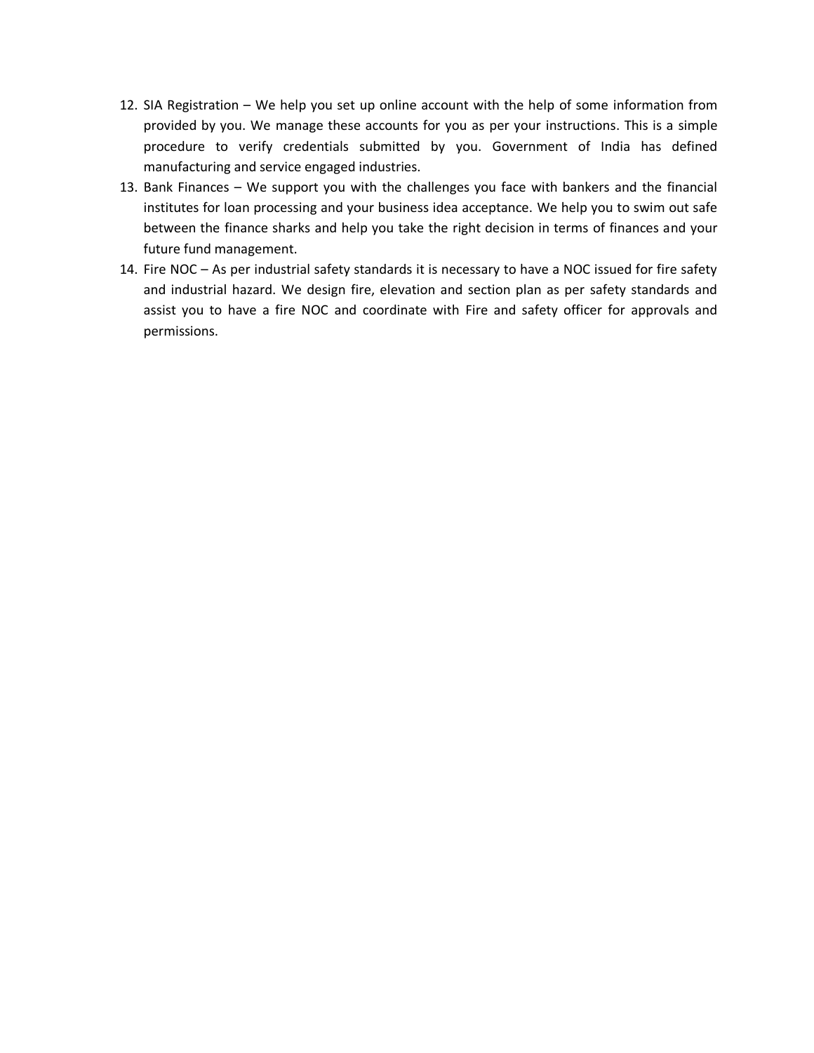12. SIA Registration – We help you set up online account with the help of some information from provided by you. We manage these accounts for you as per your instructions. This is a simple procedure to verify credentials submitted by you. Government of India has defined manufacturing and service engaged industries.
13. Bank Finances – We support you with the challenges you face with bankers and the financial institutes for loan processing and your business idea acceptance. We help you to swim out safe between the finance sharks and help you take the right decision in terms of finances and your future fund management.
14. Fire NOC – As per industrial safety standards it is necessary to have a NOC issued for fire safety and industrial hazard. We design fire, elevation and section plan as per safety standards and assist you to have a fire NOC and coordinate with Fire and safety officer for approvals and permissions.